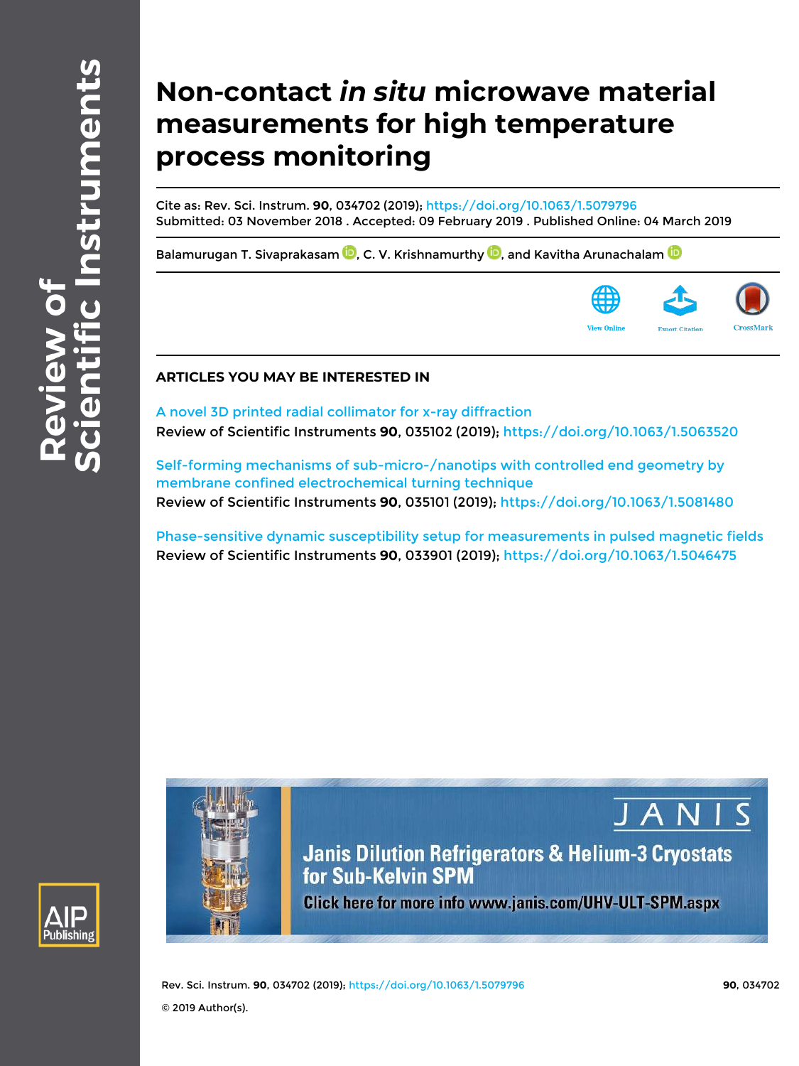# Non-contact *in situ* microwave material measurements for high temperature process monitoring

Cite as: Rev. Sci. Instrum. **90**, 034702 (2019); https://doi.org/10.1063/1.5079796
Submitted: 03 November 2018 . Accepted: 09 February 2019 . Published Online: 04 March 2019

Balamurugan T. Sivaprakasam, C. V. Krishnamurthy, and Kavitha Arunachalam

View Online Export Citation CrossMark

## ARTICLES YOU MAY BE INTERESTED IN

A novel 3D printed radial collimator for x-ray diffraction
Review of Scientific Instruments **90**, 035102 (2019); https://doi.org/10.1063/1.5063520

Self-forming mechanisms of sub-micro-/nanotips with controlled end geometry by membrane confined electrochemical turning technique
Review of Scientific Instruments **90**, 035101 (2019); https://doi.org/10.1063/1.5081480

Phase-sensitive dynamic susceptibility setup for measurements in pulsed magnetic fields
Review of Scientific Instruments **90**, 033901 (2019); https://doi.org/10.1063/1.5046475

JANIS
Janis Dilution Refrigerators & Helium-3 Cryostats for Sub-Kelvin SPM
Click here for more info www.janis.com/UHV-ULT-SPM.aspx

© 2019 Author(s).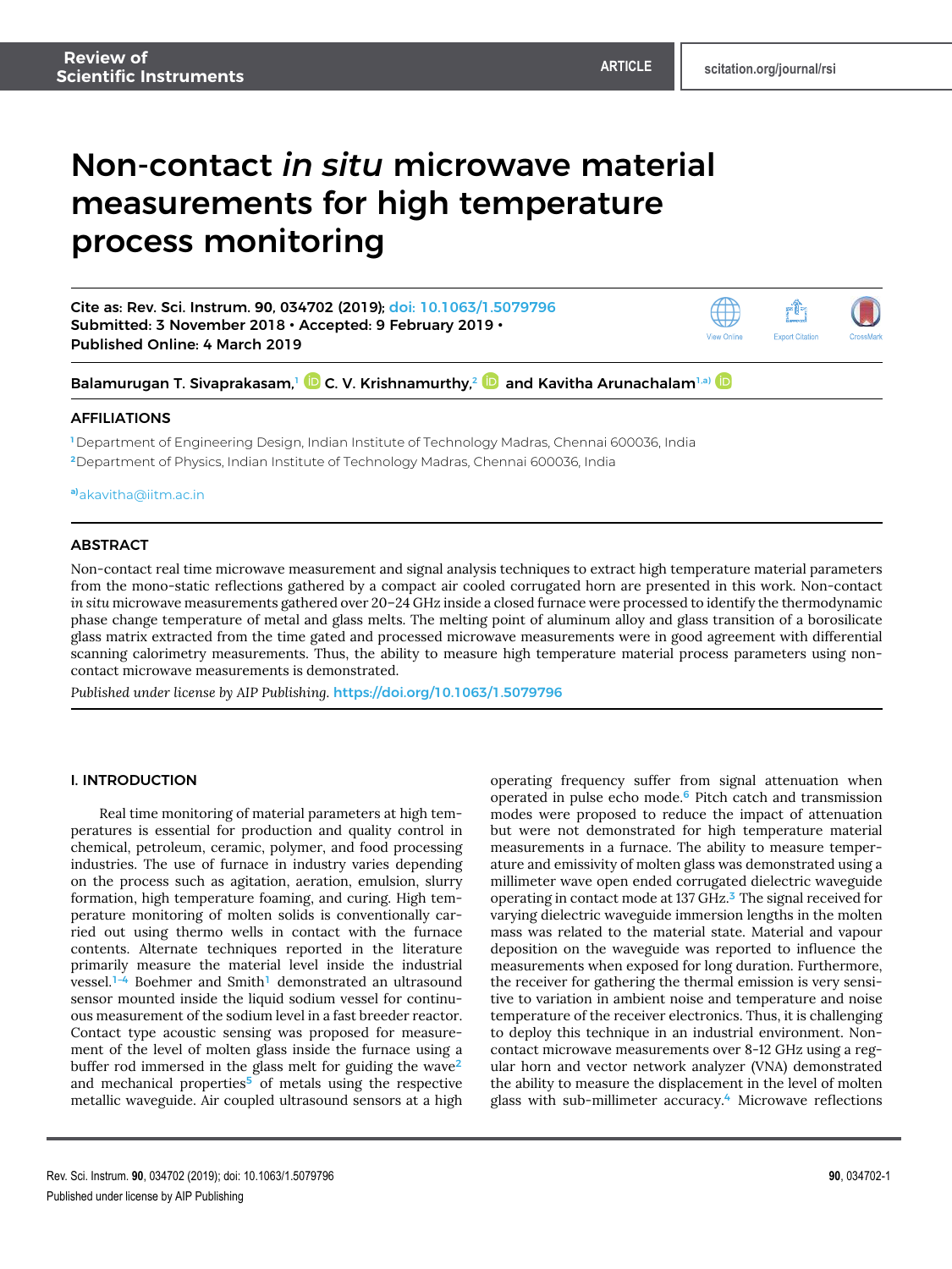# Non-contact *in situ* microwave material measurements for high temperature process monitoring

Cite as: Rev. Sci. Instrum. 90, 034702 (2019); doi: 10.1063/1.5079796
Submitted: 3 November 2018 • Accepted: 9 February 2019 •
Published Online: 4 March 2019

Balamurugan T. Sivaprakasam,[1] C. V. Krishnamurthy,[2] and Kavitha Arunachalam[1,a)]

## AFFILIATIONS

[1] Department of Engineering Design, Indian Institute of Technology Madras, Chennai 600036, India
[2] Department of Physics, Indian Institute of Technology Madras, Chennai 600036, India

[a)] akavitha@iitm.ac.in

## ABSTRACT

Non-contact real time microwave measurement and signal analysis techniques to extract high temperature material parameters from the mono-static reflections gathered by a compact air cooled corrugated horn are presented in this work. Non-contact *in situ* microwave measurements gathered over 20–24 GHz inside a closed furnace were processed to identify the thermodynamic phase change temperature of metal and glass melts. The melting point of aluminum alloy and glass transition of a borosilicate glass matrix extracted from the time gated and processed microwave measurements were in good agreement with differential scanning calorimetry measurements. Thus, the ability to measure high temperature material process parameters using non-contact microwave measurements is demonstrated.

*Published under license by AIP Publishing.* https://doi.org/10.1063/1.5079796

## I. INTRODUCTION

Real time monitoring of material parameters at high temperatures is essential for production and quality control in chemical, petroleum, ceramic, polymer, and food processing industries. The use of furnace in industry varies depending on the process such as agitation, aeration, emulsion, slurry formation, high temperature foaming, and curing. High temperature monitoring of molten solids is conventionally carried out using thermo wells in contact with the furnace contents. Alternate techniques reported in the literature primarily measure the material level inside the industrial vessel.[1–4] Boehmer and Smith[1] demonstrated an ultrasound sensor mounted inside the liquid sodium vessel for continuous measurement of the sodium level in a fast breeder reactor. Contact type acoustic sensing was proposed for measurement of the level of molten glass inside the furnace using a buffer rod immersed in the glass melt for guiding the wave[2] and mechanical properties[5] of metals using the respective metallic waveguide. Air coupled ultrasound sensors at a high operating frequency suffer from signal attenuation when operated in pulse echo mode.[6] Pitch catch and transmission modes were proposed to reduce the impact of attenuation but were not demonstrated for high temperature material measurements in a furnace. The ability to measure temperature and emissivity of molten glass was demonstrated using a millimeter wave open ended corrugated dielectric waveguide operating in contact mode at 137 GHz.[3] The signal received for varying dielectric waveguide immersion lengths in the molten mass was related to the material state. Material and vapour deposition on the waveguide was reported to influence the measurements when exposed for long duration. Furthermore, the receiver for gathering the thermal emission is very sensitive to variation in ambient noise and temperature and noise temperature of the receiver electronics. Thus, it is challenging to deploy this technique in an industrial environment. Non-contact microwave measurements over 8-12 GHz using a regular horn and vector network analyzer (VNA) demonstrated the ability to measure the displacement in the level of molten glass with sub-millimeter accuracy.[4] Microwave reflections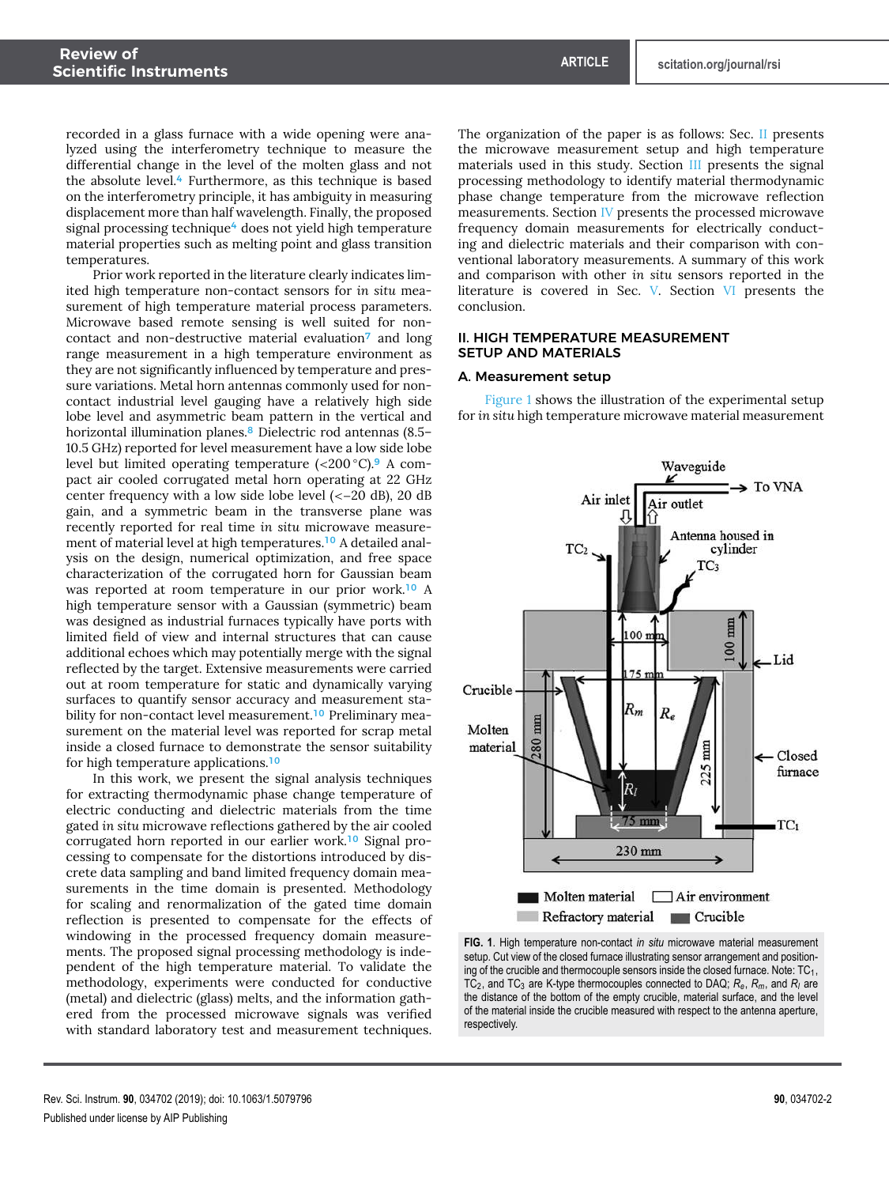recorded in a glass furnace with a wide opening were analyzed using the interferometry technique to measure the differential change in the level of the molten glass and not the absolute level.[4] Furthermore, as this technique is based on the interferometry principle, it has ambiguity in measuring displacement more than half wavelength. Finally, the proposed signal processing technique[4] does not yield high temperature material properties such as melting point and glass transition temperatures.

Prior work reported in the literature clearly indicates limited high temperature non-contact sensors for *in situ* measurement of high temperature material process parameters. Microwave based remote sensing is well suited for non-contact and non-destructive material evaluation[7] and long range measurement in a high temperature environment as they are not significantly influenced by temperature and pressure variations. Metal horn antennas commonly used for non-contact industrial level gauging have a relatively high side lobe level and asymmetric beam pattern in the vertical and horizontal illumination planes.[8] Dielectric rod antennas (8.5–10.5 GHz) reported for level measurement have a low side lobe level but limited operating temperature (<200 °C).[9] A compact air cooled corrugated metal horn operating at 22 GHz center frequency with a low side lobe level (<–20 dB), 20 dB gain, and a symmetric beam in the transverse plane was recently reported for real time *in situ* microwave measurement of material level at high temperatures.[10] A detailed analysis on the design, numerical optimization, and free space characterization of the corrugated horn for Gaussian beam was reported at room temperature in our prior work.[10] A high temperature sensor with a Gaussian (symmetric) beam was designed as industrial furnaces typically have ports with limited field of view and internal structures that can cause additional echoes which may potentially merge with the signal reflected by the target. Extensive measurements were carried out at room temperature for static and dynamically varying surfaces to quantify sensor accuracy and measurement stability for non-contact level measurement.[10] Preliminary measurement on the material level was reported for scrap metal inside a closed furnace to demonstrate the sensor suitability for high temperature applications.[10]

In this work, we present the signal analysis techniques for extracting thermodynamic phase change temperature of electric conducting and dielectric materials from the time gated *in situ* microwave reflections gathered by the air cooled corrugated horn reported in our earlier work.[10] Signal processing to compensate for the distortions introduced by discrete data sampling and band limited frequency domain measurements in the time domain is presented. Methodology for scaling and renormalization of the gated time domain reflection is presented to compensate for the effects of windowing in the processed frequency domain measurements. The proposed signal processing methodology is independent of the high temperature material. To validate the methodology, experiments were conducted for conductive (metal) and dielectric (glass) melts, and the information gathered from the processed microwave signals was verified with standard laboratory test and measurement techniques.

The organization of the paper is as follows: Sec. II presents the microwave measurement setup and high temperature materials used in this study. Section III presents the signal processing methodology to identify material thermodynamic phase change temperature from the microwave reflection measurements. Section IV presents the processed microwave frequency domain measurements for electrically conducting and dielectric materials and their comparison with conventional laboratory measurements. A summary of this work and comparison with other *in situ* sensors reported in the literature is covered in Sec. V. Section VI presents the conclusion.

## II. HIGH TEMPERATURE MEASUREMENT SETUP AND MATERIALS

### A. Measurement setup

Figure 1 shows the illustration of the experimental setup for *in situ* high temperature microwave material measurement

**FIG. 1.** High temperature non-contact *in situ* microwave material measurement setup. Cut view of the closed furnace illustrating sensor arrangement and positioning of the crucible and thermocouple sensors inside the closed furnace. Note: $TC_1$, $TC_2$, and $TC_3$ are K-type thermocouples connected to DAQ; $R_e$, $R_m$, and $R_l$ are the distance of the bottom of the empty crucible, material surface, and the level of the material inside the crucible measured with respect to the antenna aperture, respectively.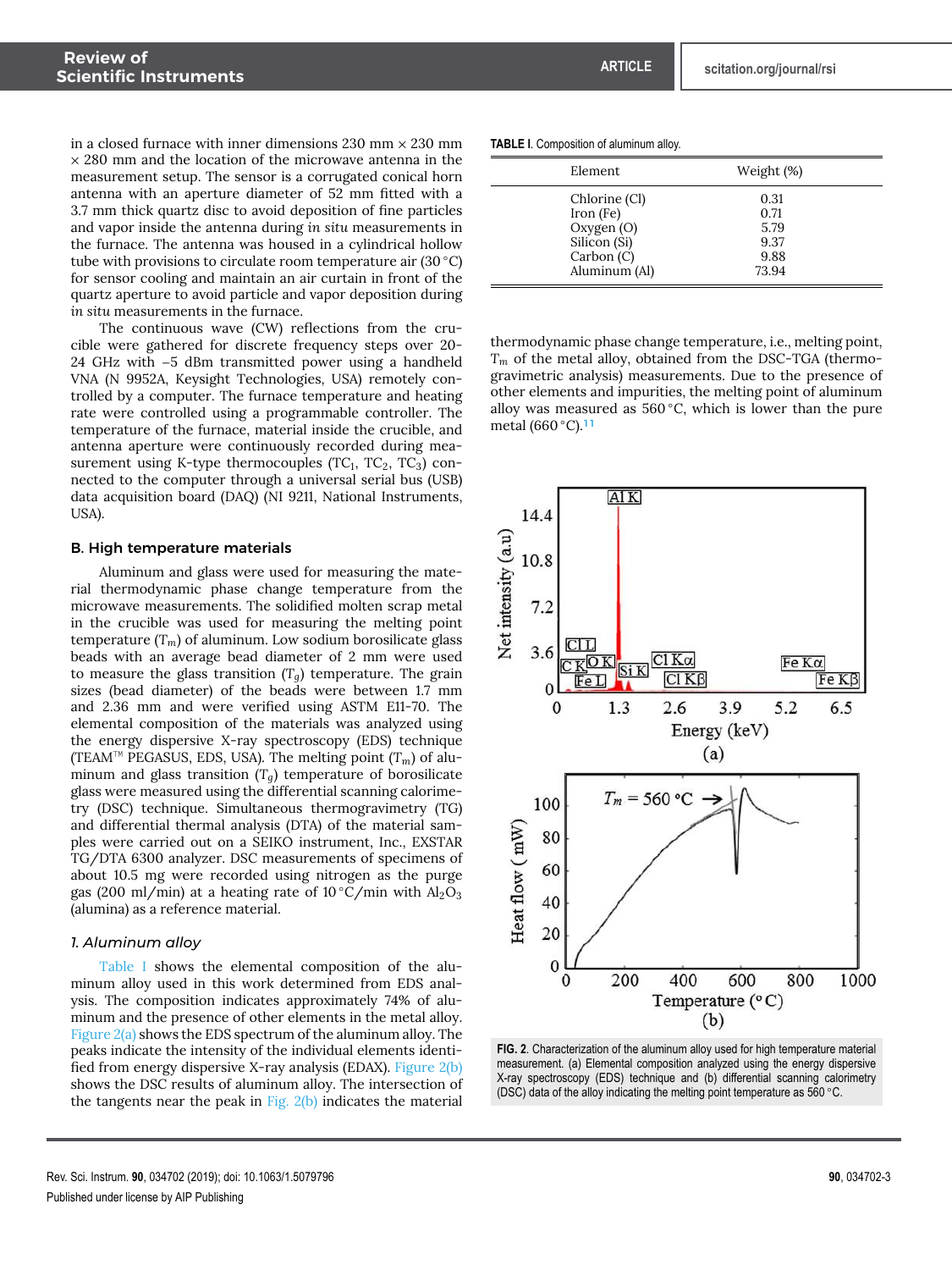in a closed furnace with inner dimensions 230 mm × 230 mm × 280 mm and the location of the microwave antenna in the measurement setup. The sensor is a corrugated conical horn antenna with an aperture diameter of 52 mm fitted with a 3.7 mm thick quartz disc to avoid deposition of fine particles and vapor inside the antenna during *in situ* measurements in the furnace. The antenna was housed in a cylindrical hollow tube with provisions to circulate room temperature air (30 °C) for sensor cooling and maintain an air curtain in front of the quartz aperture to avoid particle and vapor deposition during *in situ* measurements in the furnace.

The continuous wave (CW) reflections from the crucible were gathered for discrete frequency steps over 20-24 GHz with −5 dBm transmitted power using a handheld VNA (N 9952A, Keysight Technologies, USA) remotely controlled by a computer. The furnace temperature and heating rate were controlled using a programmable controller. The temperature of the furnace, material inside the crucible, and antenna aperture were continuously recorded during measurement using K-type thermocouples ($TC_1$, $TC_2$, $TC_3$) connected to the computer through a universal serial bus (USB) data acquisition board (DAQ) (NI 9211, National Instruments, USA).

### B. High temperature materials

Aluminum and glass were used for measuring the material thermodynamic phase change temperature from the microwave measurements. The solidified molten scrap metal in the crucible was used for measuring the melting point temperature ($T_m$) of aluminum. Low sodium borosilicate glass beads with an average bead diameter of 2 mm were used to measure the glass transition ($T_g$) temperature. The grain sizes (bead diameter) of the beads were between 1.7 mm and 2.36 mm and were verified using ASTM E11-70. The elemental composition of the materials was analyzed using the energy dispersive X-ray spectroscopy (EDS) technique (TEAM™ PEGASUS, EDS, USA). The melting point ($T_m$) of aluminum and glass transition ($T_g$) temperature of borosilicate glass were measured using the differential scanning calorimetry (DSC) technique. Simultaneous thermogravimetry (TG) and differential thermal analysis (DTA) of the material samples were carried out on a SEIKO instrument, Inc., EXSTAR TG/DTA 6300 analyzer. DSC measurements of specimens of about 10.5 mg were recorded using nitrogen as the purge gas (200 ml/min) at a heating rate of 10 °C/min with $Al_2O_3$ (alumina) as a reference material.

#### 1. Aluminum alloy

Table I shows the elemental composition of the aluminum alloy used in this work determined from EDS analysis. The composition indicates approximately 74% of aluminum and the presence of other elements in the metal alloy. Figure 2(a) shows the EDS spectrum of the aluminum alloy. The peaks indicate the intensity of the individual elements identified from energy dispersive X-ray analysis (EDAX). Figure 2(b) shows the DSC results of aluminum alloy. The intersection of the tangents near the peak in Fig. 2(b) indicates the material thermodynamic phase change temperature, i.e., melting point, $T_m$ of the metal alloy, obtained from the DSC-TGA (thermogravimetric analysis) measurements. Due to the presence of other elements and impurities, the melting point of aluminum alloy was measured as 560 °C, which is lower than the pure metal (660 °C).[11]

**TABLE I.** Composition of aluminum alloy.

| Element | Weight (%) |
|---|---|
| Chlorine (Cl) | 0.31 |
| Iron (Fe) | 0.71 |
| Oxygen (O) | 5.79 |
| Silicon (Si) | 9.37 |
| Carbon (C) | 9.88 |
| Aluminum (Al) | 73.94 |

**FIG. 2.** Characterization of the aluminum alloy used for high temperature material measurement. (a) Elemental composition analyzed using the energy dispersive X-ray spectroscopy (EDS) technique and (b) differential scanning calorimetry (DSC) data of the alloy indicating the melting point temperature as 560 °C.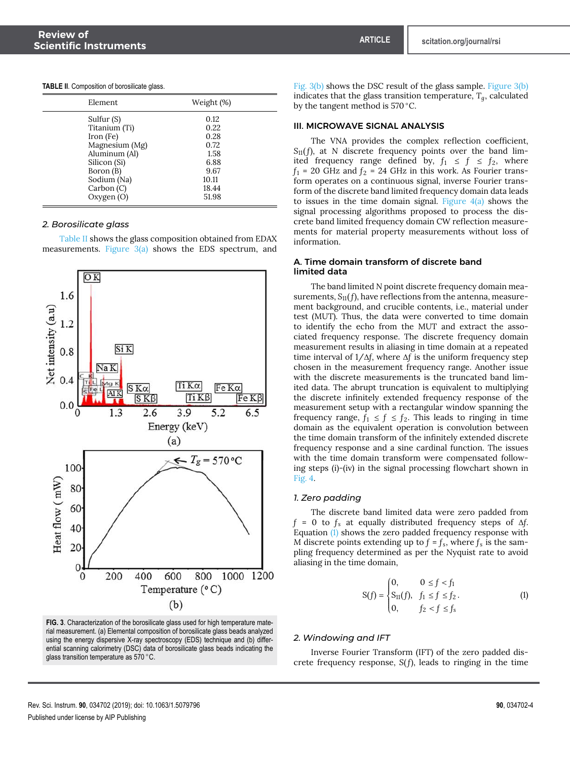TABLE II. Composition of borosilicate glass.

| Element | Weight (%) |
|---|---|
| Sulfur (S) | 0.12 |
| Titanium (Ti) | 0.22 |
| Iron (Fe) | 0.28 |
| Magnesium (Mg) | 0.72 |
| Aluminum (Al) | 1.58 |
| Silicon (Si) | 6.88 |
| Boron (B) | 9.67 |
| Sodium (Na) | 10.11 |
| Carbon (C) | 18.44 |
| Oxygen (O) | 51.98 |

### 2. Borosilicate glass

Table II shows the glass composition obtained from EDAX measurements. Figure 3(a) shows the EDS spectrum, and Fig. 3(b) shows the DSC result of the glass sample. Figure 3(b) indicates that the glass transition temperature, $T_g$, calculated by the tangent method is 570 °C.

FIG. 3. Characterization of the borosilicate glass used for high temperature material measurement. (a) Elemental composition of borosilicate glass beads analyzed using the energy dispersive X-ray spectroscopy (EDS) technique and (b) differential scanning calorimetry (DSC) data of borosilicate glass beads indicating the glass transition temperature as 570 °C.

## III. MICROWAVE SIGNAL ANALYSIS

The VNA provides the complex reflection coefficient, $S_{11}(f)$, at N discrete frequency points over the band limited frequency range defined by, $f_1 \le f \le f_2$, where $f_1$ = 20 GHz and $f_2$ = 24 GHz in this work. As Fourier transform operates on a continuous signal, inverse Fourier transform of the discrete band limited frequency domain data leads to issues in the time domain signal. Figure 4(a) shows the signal processing algorithms proposed to process the discrete band limited frequency domain CW reflection measurements for material property measurements without loss of information.

### A. Time domain transform of discrete band limited data

The band limited N point discrete frequency domain measurements, $S_{11}(f)$, have reflections from the antenna, measurement background, and crucible contents, i.e., material under test (MUT). Thus, the data were converted to time domain to identify the echo from the MUT and extract the associated frequency response. The discrete frequency domain measurement results in aliasing in time domain at a repeated time interval of $1/\Delta f$, where $\Delta f$ is the uniform frequency step chosen in the measurement frequency range. Another issue with the discrete measurements is the truncated band limited data. The abrupt truncation is equivalent to multiplying the discrete infinitely extended frequency response of the measurement setup with a rectangular window spanning the frequency range, $f_1 \le f \le f_2$. This leads to ringing in time domain as the equivalent operation is convolution between the time domain transform of the infinitely extended discrete frequency response and a sine cardinal function. The issues with the time domain transform were compensated following steps (i)-(iv) in the signal processing flowchart shown in Fig. 4.

#### 1. Zero padding

The discrete band limited data were zero padded from $f = 0$ to $f_s$ at equally distributed frequency steps of $\Delta f$. Equation (1) shows the zero padded frequency response with M discrete points extending up to $f = f_s$, where $f_s$ is the sampling frequency determined as per the Nyquist rate to avoid aliasing in the time domain,

$$S(f) = \begin{cases} 0, & 0 \le f < f_1 \\ S_{11}(f), & f_1 \le f \le f_2 \\ 0, & f_2 < f \le f_s \end{cases}. \tag{1}$$

#### 2. Windowing and IFT

Inverse Fourier Transform (IFT) of the zero padded discrete frequency response, $S(f)$, leads to ringing in the time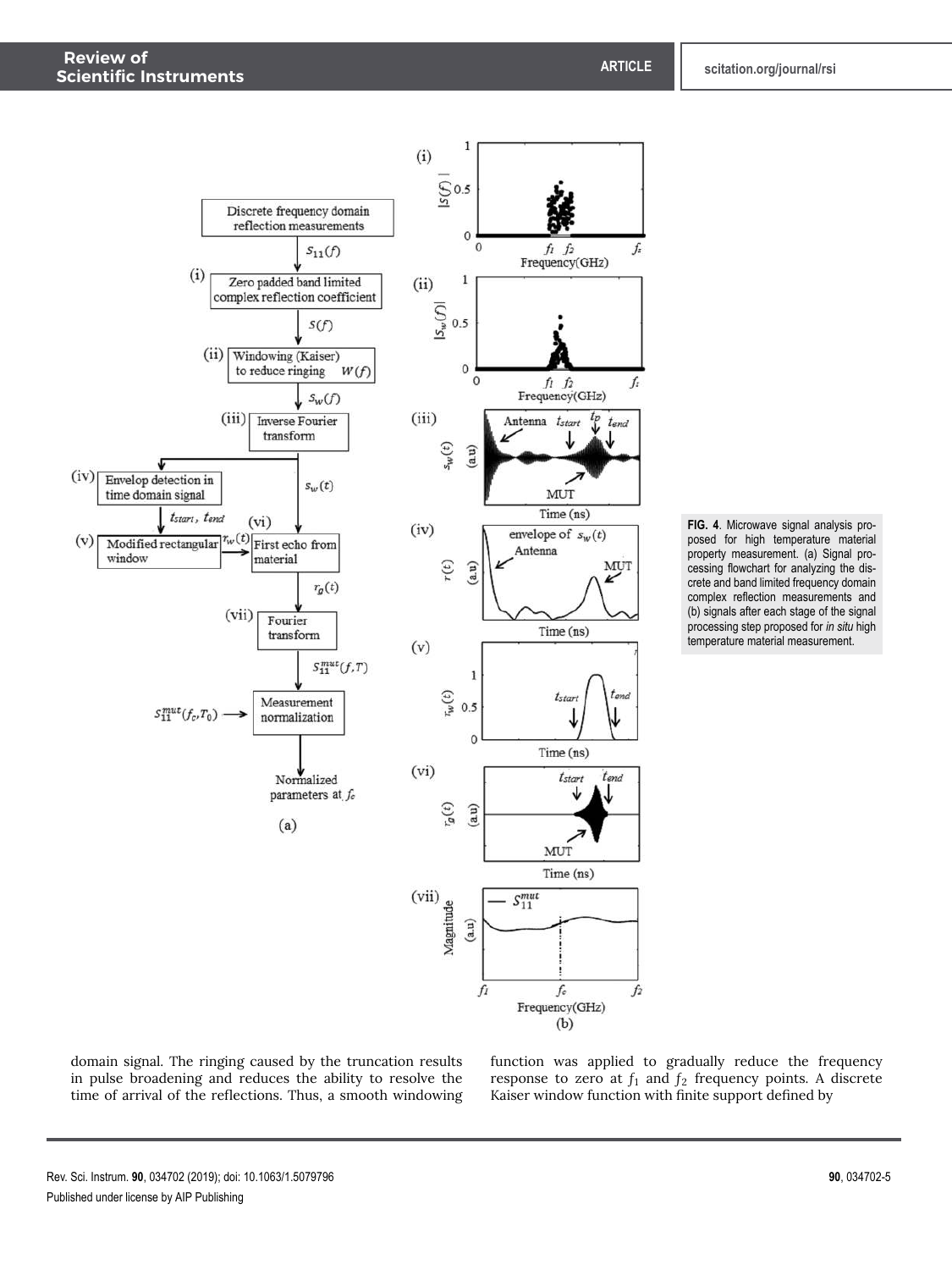**FIG. 4**. Microwave signal analysis proposed for high temperature material property measurement. (a) Signal processing flowchart for analyzing the discrete and band limited frequency domain complex reflection measurements and (b) signals after each stage of the signal processing step proposed for *in situ* high temperature material measurement.

domain signal. The ringing caused by the truncation results in pulse broadening and reduces the ability to resolve the time of arrival of the reflections. Thus, a smooth windowing function was applied to gradually reduce the frequency response to zero at $f_1$ and $f_2$ frequency points. A discrete Kaiser window function with finite support defined by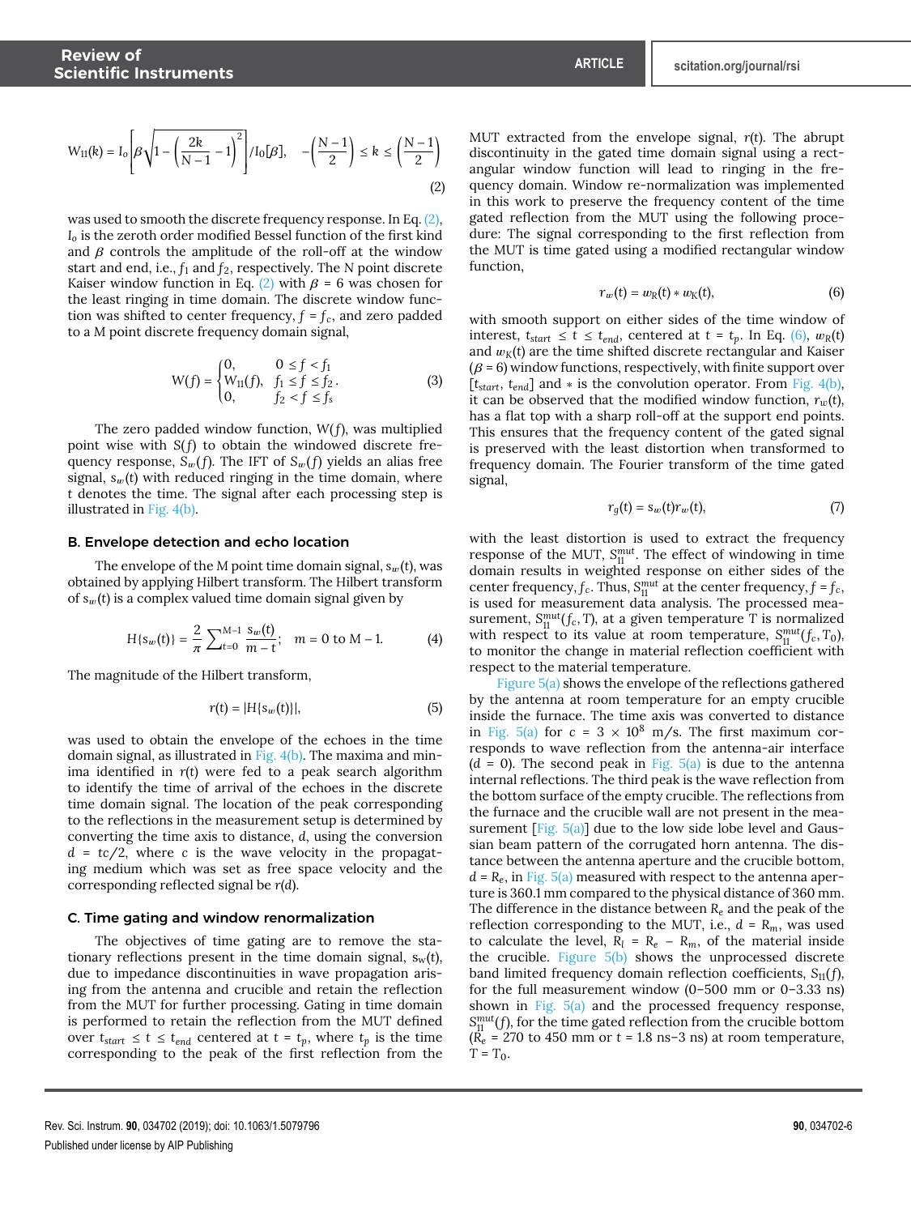$$W_{11}(k) = I_o\left[\beta\sqrt{1-\left(\frac{2k}{N-1}-1\right)^2}\right]/I_0[\beta], \quad -\left(\frac{N-1}{2}\right) \le k \le \left(\frac{N-1}{2}\right) \tag{2}$$

was used to smooth the discrete frequency response. In Eq. (2), $I_o$ is the zeroth order modified Bessel function of the first kind and $\beta$ controls the amplitude of the roll-off at the window start and end, i.e., $f_1$ and $f_2$, respectively. The N point discrete Kaiser window function in Eq. (2) with $\beta = 6$ was chosen for the least ringing in time domain. The discrete window function was shifted to center frequency, $f = f_c$, and zero padded to a M point discrete frequency domain signal,

$$W(f) = \begin{cases} 0, & 0 \le f < f_1 \\ W_{11}(f), & f_1 \le f \le f_2 \\ 0, & f_2 < f \le f_s \end{cases}. \tag{3}$$

The zero padded window function, $W(f)$, was multiplied point wise with $S(f)$ to obtain the windowed discrete frequency response, $S_w(f)$. The IFT of $S_w(f)$ yields an alias free signal, $s_w(t)$ with reduced ringing in the time domain, where $t$ denotes the time. The signal after each processing step is illustrated in Fig. 4(b).

### B. Envelope detection and echo location

The envelope of the M point time domain signal, $s_w(t)$, was obtained by applying Hilbert transform. The Hilbert transform of $s_w(t)$ is a complex valued time domain signal given by

$$H\{s_w(t)\} = \frac{2}{\pi}\sum_{t=0}^{M-1}\frac{s_w(t)}{m-t}; \quad m = 0 \text{ to } M-1. \tag{4}$$

The magnitude of the Hilbert transform,

$$r(t) = |H\{s_w(t)\}|, \tag{5}$$

was used to obtain the envelope of the echoes in the time domain signal, as illustrated in Fig. 4(b). The maxima and minima identified in $r(t)$ were fed to a peak search algorithm to identify the time of arrival of the echoes in the discrete time domain signal. The location of the peak corresponding to the reflections in the measurement setup is determined by converting the time axis to distance, $d$, using the conversion $d = tc/2$, where $c$ is the wave velocity in the propagating medium which was set as free space velocity and the corresponding reflected signal be $r(d)$.

### C. Time gating and window renormalization

The objectives of time gating are to remove the stationary reflections present in the time domain signal, $s_w(t)$, due to impedance discontinuities in wave propagation arising from the antenna and crucible and retain the reflection from the MUT for further processing. Gating in time domain is performed to retain the reflection from the MUT defined over $t_{start} \le t \le t_{end}$ centered at $t = t_p$, where $t_p$ is the time corresponding to the peak of the first reflection from the MUT extracted from the envelope signal, $r(t)$. The abrupt discontinuity in the gated time domain signal using a rectangular window function will lead to ringing in the frequency domain. Window re-normalization was implemented in this work to preserve the frequency content of the time gated reflection from the MUT using the following procedure: The signal corresponding to the first reflection from the MUT is time gated using a modified rectangular window function,

$$r_w(t) = w_R(t) * w_K(t), \tag{6}$$

with smooth support on either sides of the time window of interest, $t_{start} \le t \le t_{end}$, centered at $t = t_p$. In Eq. (6), $w_R(t)$ and $w_K(t)$ are the time shifted discrete rectangular and Kaiser ($\beta = 6$) window functions, respectively, with finite support over $[t_{start}, t_{end}]$ and $*$ is the convolution operator. From Fig. 4(b), it can be observed that the modified window function, $r_w(t)$, has a flat top with a sharp roll-off at the support end points. This ensures that the frequency content of the gated signal is preserved with the least distortion when transformed to frequency domain. The Fourier transform of the time gated signal,

$$r_g(t) = s_w(t)r_w(t), \tag{7}$$

with the least distortion is used to extract the frequency response of the MUT, $S_{11}^{mut}$. The effect of windowing in time domain results in weighted response on either sides of the center frequency, $f_c$. Thus, $S_{11}^{mut}$ at the center frequency, $f = f_c$, is used for measurement data analysis. The processed measurement, $S_{11}^{mut}(f_c, T)$, at a given temperature T is normalized with respect to its value at room temperature, $S_{11}^{mut}(f_c, T_0)$, to monitor the change in material reflection coefficient with respect to the material temperature.

Figure 5(a) shows the envelope of the reflections gathered by the antenna at room temperature for an empty crucible inside the furnace. The time axis was converted to distance in Fig. 5(a) for $c = 3 \times 10^8$ m/s. The first maximum corresponds to wave reflection from the antenna-air interface ($d = 0$). The second peak in Fig. 5(a) is due to the antenna internal reflections. The third peak is the wave reflection from the bottom surface of the empty crucible. The reflections from the furnace and the crucible wall are not present in the measurement [Fig. 5(a)] due to the low side lobe level and Gaussian beam pattern of the corrugated horn antenna. The distance between the antenna aperture and the crucible bottom, $d = R_e$, in Fig. 5(a) measured with respect to the antenna aperture is 360.1 mm compared to the physical distance of 360 mm. The difference in the distance between $R_e$ and the peak of the reflection corresponding to the MUT, i.e., $d = R_m$, was used to calculate the level, $R_l = R_e - R_m$, of the material inside the crucible. Figure 5(b) shows the unprocessed discrete band limited frequency domain reflection coefficients, $S_{11}(f)$, for the full measurement window (0–500 mm or 0–3.33 ns) shown in Fig. 5(a) and the processed frequency response, $S_{11}^{mut}(f)$, for the time gated reflection from the crucible bottom ($R_e$ = 270 to 450 mm or $t$ = 1.8 ns–3 ns) at room temperature, $T = T_0$.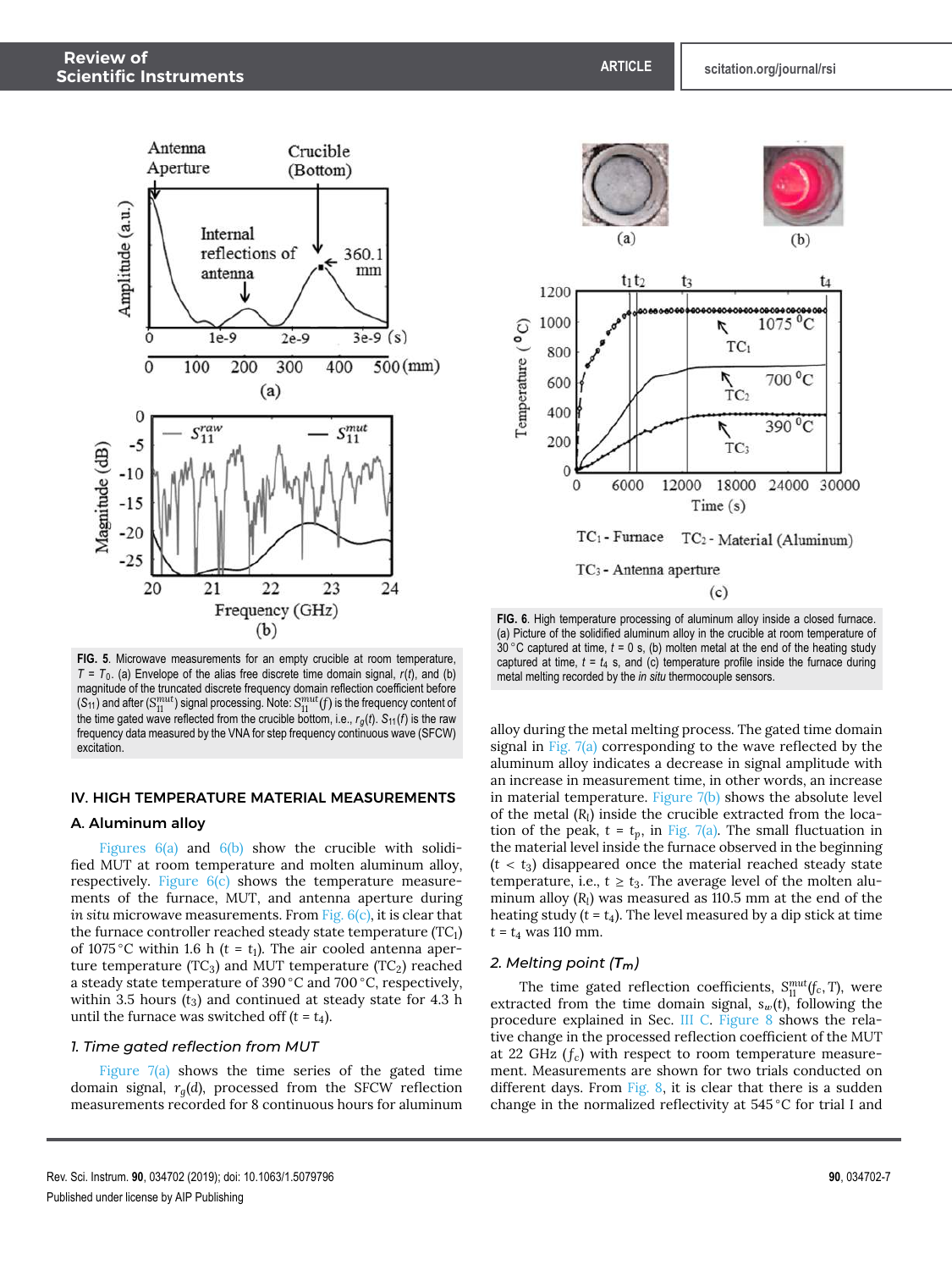FIG. 5. Microwave measurements for an empty crucible at room temperature, $T = T_0$. (a) Envelope of the alias free discrete time domain signal, $r(t)$, and (b) magnitude of the truncated discrete frequency domain reflection coefficient before ($S_{11}$) and after ($S_{11}^{mut}$) signal processing. Note: $S_{11}^{mut}(f)$ is the frequency content of the time gated wave reflected from the crucible bottom, i.e., $r_g(t)$. $S_{11}(f)$ is the raw frequency data measured by the VNA for step frequency continuous wave (SFCW) excitation.

## IV. HIGH TEMPERATURE MATERIAL MEASUREMENTS

### A. Aluminum alloy

Figures 6(a) and 6(b) show the crucible with solidified MUT at room temperature and molten aluminum alloy, respectively. Figure 6(c) shows the temperature measurements of the furnace, MUT, and antenna aperture during *in situ* microwave measurements. From Fig. 6(c), it is clear that the furnace controller reached steady state temperature ($TC_1$) of 1075 °C within 1.6 h ($t = t_1$). The air cooled antenna aperture temperature ($TC_3$) and MUT temperature ($TC_2$) reached a steady state temperature of 390 °C and 700 °C, respectively, within 3.5 hours ($t_3$) and continued at steady state for 4.3 h until the furnace was switched off ($t = t_4$).

#### 1. Time gated reflection from MUT

Figure 7(a) shows the time series of the gated time domain signal, $r_g(d)$, processed from the SFCW reflection measurements recorded for 8 continuous hours for aluminum alloy during the metal melting process. The gated time domain signal in Fig. 7(a) corresponding to the wave reflected by the aluminum alloy indicates a decrease in signal amplitude with an increase in measurement time, in other words, an increase in material temperature. Figure 7(b) shows the absolute level of the metal ($R_l$) inside the crucible extracted from the location of the peak, $t = t_p$, in Fig. 7(a). The small fluctuation in the material level inside the furnace observed in the beginning ($t < t_3$) disappeared once the material reached steady state temperature, i.e., $t \geq t_3$. The average level of the molten aluminum alloy ($R_l$) was measured as 110.5 mm at the end of the heating study ($t = t_4$). The level measured by a dip stick at time $t = t_4$ was 110 mm.

FIG. 6. High temperature processing of aluminum alloy inside a closed furnace. (a) Picture of the solidified aluminum alloy in the crucible at room temperature of 30 °C captured at time, $t = 0$ s, (b) molten metal at the end of the heating study captured at time, $t = t_4$ s, and (c) temperature profile inside the furnace during metal melting recorded by the *in situ* thermocouple sensors.

#### 2. Melting point ($T_m$)

The time gated reflection coefficients, $S_{11}^{mut}(f_c, T)$, were extracted from the time domain signal, $s_w(t)$, following the procedure explained in Sec. III C. Figure 8 shows the relative change in the processed reflection coefficient of the MUT at 22 GHz ($f_c$) with respect to room temperature measurement. Measurements are shown for two trials conducted on different days. From Fig. 8, it is clear that there is a sudden change in the normalized reflectivity at 545 °C for trial I and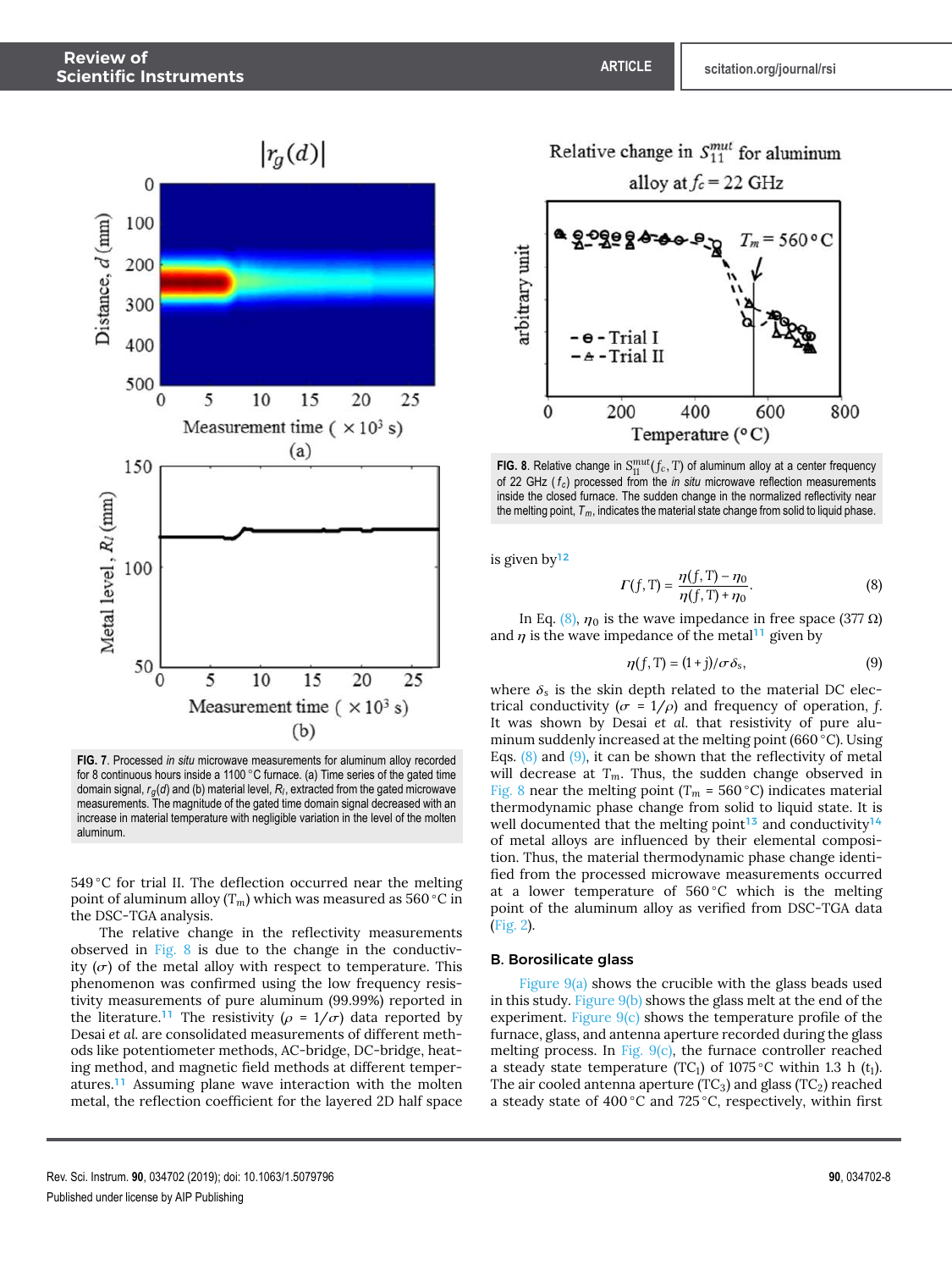FIG. 7. Processed *in situ* microwave measurements for aluminum alloy recorded for 8 continuous hours inside a 1100 °C furnace. (a) Time series of the gated time domain signal, $r_g(d)$ and (b) material level, $R_l$, extracted from the gated microwave measurements. The magnitude of the gated time domain signal decreased with an increase in material temperature with negligible variation in the level of the molten aluminum.

549 °C for trial II. The deflection occurred near the melting point of aluminum alloy ($T_m$) which was measured as 560 °C in the DSC-TGA analysis.

The relative change in the reflectivity measurements observed in Fig. 8 is due to the change in the conductivity ($\sigma$) of the metal alloy with respect to temperature. This phenomenon was confirmed using the low frequency resistivity measurements of pure aluminum (99.99%) reported in the literature.[11] The resistivity ($\rho = 1/\sigma$) data reported by Desai *et al.* are consolidated measurements of different methods like potentiometer methods, AC-bridge, DC-bridge, heating method, and magnetic field methods at different temperatures.[11] Assuming plane wave interaction with the molten metal, the reflection coefficient for the layered 2D half space is given by[12]

FIG. 8. Relative change in $S_{11}^{mut}(f_c, T)$ of aluminum alloy at a center frequency of 22 GHz ($f_c$) processed from the *in situ* microwave reflection measurements inside the closed furnace. The sudden change in the normalized reflectivity near the melting point, $T_m$, indicates the material state change from solid to liquid phase.

$$\Gamma(f,\mathrm{T}) = \frac{\eta(f,\mathrm{T}) - \eta_0}{\eta(f,\mathrm{T}) + \eta_0}. \tag{8}$$

In Eq. (8), $\eta_0$ is the wave impedance in free space (377 Ω) and $\eta$ is the wave impedance of the metal[11] given by

$$\eta(f,\mathrm{T}) = (1+j)/\sigma\delta_s, \tag{9}$$

where $\delta_s$ is the skin depth related to the material DC electrical conductivity ($\sigma = 1/\rho$) and frequency of operation, $f$. It was shown by Desai *et al.* that resistivity of pure aluminum suddenly increased at the melting point (660 °C). Using Eqs. (8) and (9), it can be shown that the reflectivity of metal will decrease at $T_m$. Thus, the sudden change observed in Fig. 8 near the melting point ($T_m$ = 560 °C) indicates material thermodynamic phase change from solid to liquid state. It is well documented that the melting point[13] and conductivity[14] of metal alloys are influenced by their elemental composition. Thus, the material thermodynamic phase change identified from the processed microwave measurements occurred at a lower temperature of 560 °C which is the melting point of the aluminum alloy as verified from DSC-TGA data (Fig. 2).

### B. Borosilicate glass

Figure 9(a) shows the crucible with the glass beads used in this study. Figure 9(b) shows the glass melt at the end of the experiment. Figure 9(c) shows the temperature profile of the furnace, glass, and antenna aperture recorded during the glass melting process. In Fig. 9(c), the furnace controller reached a steady state temperature ($TC_1$) of 1075 °C within 1.3 h ($t_1$). The air cooled antenna aperture ($TC_3$) and glass ($TC_2$) reached a steady state of 400 °C and 725 °C, respectively, within first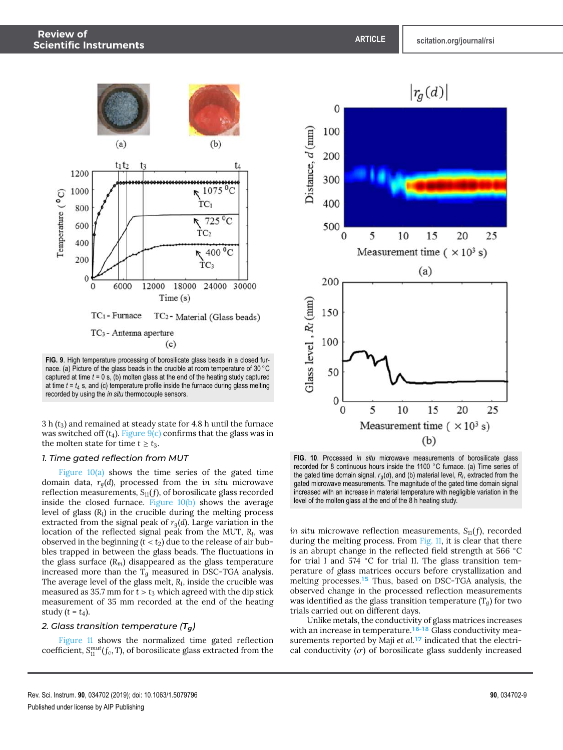FIG. 9. High temperature processing of borosilicate glass beads in a closed furnace. (a) Picture of the glass beads in the crucible at room temperature of 30 °C captured at time $t = 0$ s, (b) molten glass at the end of the heating study captured at time $t = t_4$ s, and (c) temperature profile inside the furnace during glass melting recorded by using the *in situ* thermocouple sensors.

3 h ($t_3$) and remained at steady state for 4.8 h until the furnace was switched off ($t_4$). Figure 9(c) confirms that the glass was in the molten state for time $t \geq t_3$.

### 1. Time gated reflection from MUT

Figure 10(a) shows the time series of the gated time domain data, $r_g(d)$, processed from the *in situ* microwave reflection measurements, $S_{11}(f)$, of borosilicate glass recorded inside the closed furnace. Figure 10(b) shows the average level of glass ($R_l$) in the crucible during the melting process extracted from the signal peak of $r_g(d)$. Large variation in the location of the reflected signal peak from the MUT, $R_l$, was observed in the beginning ($t < t_2$) due to the release of air bubbles trapped in between the glass beads. The fluctuations in the glass surface ($R_m$) disappeared as the glass temperature increased more than the $T_g$ measured in DSC-TGA analysis. The average level of the glass melt, $R_l$, inside the crucible was measured as 35.7 mm for $t > t_3$ which agreed with the dip stick measurement of 35 mm recorded at the end of the heating study ($t = t_4$).

### 2. Glass transition temperature ($T_g$)

Figure 11 shows the normalized time gated reflection coefficient, $S_{11}^{mut}(f_c, T)$, of borosilicate glass extracted from the

FIG. 10. Processed *in situ* microwave measurements of borosilicate glass recorded for 8 continuous hours inside the 1100 °C furnace. (a) Time series of the gated time domain signal, $r_g(d)$, and (b) material level, $R_l$, extracted from the gated microwave measurements. The magnitude of the gated time domain signal increased with an increase in material temperature with negligible variation in the level of the molten glass at the end of the 8 h heating study.

*in situ* microwave reflection measurements, $S_{11}(f)$, recorded during the melting process. From Fig. 11, it is clear that there is an abrupt change in the reflected field strength at 566 °C for trial I and 574 °C for trial II. The glass transition temperature of glass matrices occurs before crystallization and melting processes.[15] Thus, based on DSC-TGA analysis, the observed change in the processed reflection measurements was identified as the glass transition temperature ($T_g$) for two trials carried out on different days.

Unlike metals, the conductivity of glass matrices increases with an increase in temperature.[16–18] Glass conductivity measurements reported by Maji *et al.*[17] indicated that the electrical conductivity ($\sigma$) of borosilicate glass suddenly increased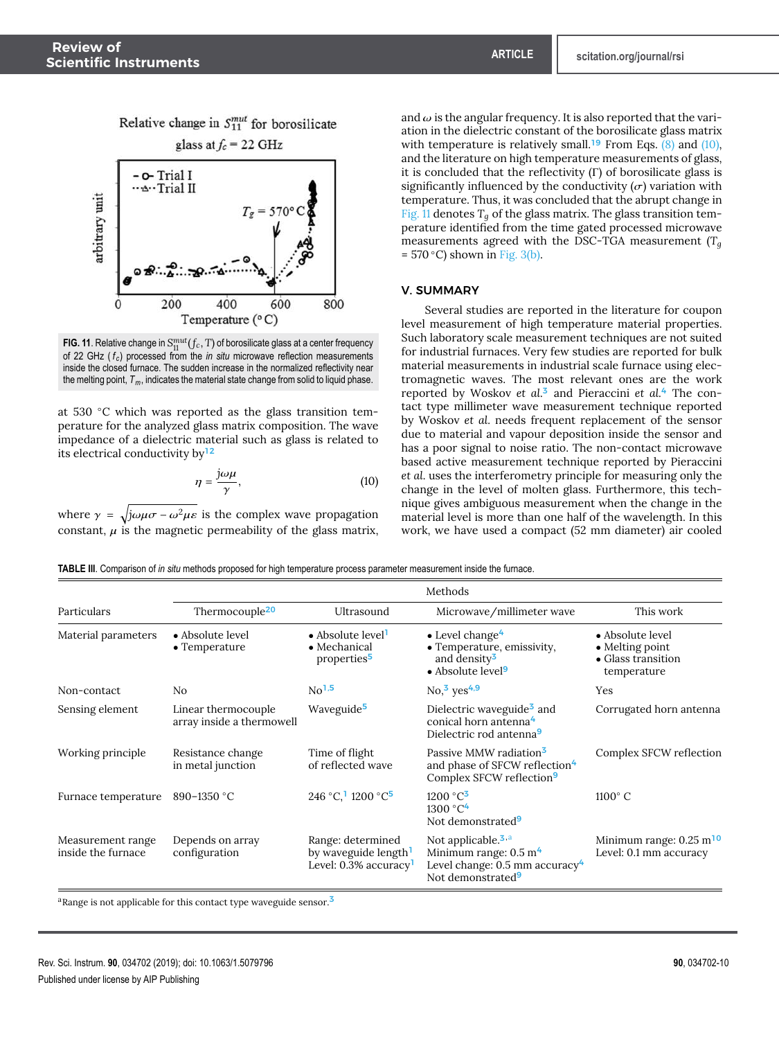FIG. 11. Relative change in $S_{11}^{mut}(f_c, T)$ of borosilicate glass at a center frequency of 22 GHz ($f_c$) processed from the *in situ* microwave reflection measurements inside the closed furnace. The sudden increase in the normalized reflectivity near the melting point, $T_m$, indicates the material state change from solid to liquid phase.

at 530 °C which was reported as the glass transition temperature for the analyzed glass matrix composition. The wave impedance of a dielectric material such as glass is related to its electrical conductivity by[12]

$$\eta = \frac{j\omega\mu}{\gamma}, \tag{10}$$

where $\gamma = \sqrt{j\omega\mu\sigma - \omega^2\mu\varepsilon}$ is the complex wave propagation constant, $\mu$ is the magnetic permeability of the glass matrix, and $\omega$ is the angular frequency. It is also reported that the variation in the dielectric constant of the borosilicate glass matrix with temperature is relatively small.[19] From Eqs. (8) and (10), and the literature on high temperature measurements of glass, it is concluded that the reflectivity ($\Gamma$) of borosilicate glass is significantly influenced by the conductivity ($\sigma$) variation with temperature. Thus, it was concluded that the abrupt change in Fig. 11 denotes $T_g$ of the glass matrix. The glass transition temperature identified from the time gated processed microwave measurements agreed with the DSC-TGA measurement ($T_g$ = 570 °C) shown in Fig. 3(b).

## V. SUMMARY

Several studies are reported in the literature for coupon level measurement of high temperature material properties. Such laboratory scale measurement techniques are not suited for industrial furnaces. Very few studies are reported for bulk material measurements in industrial scale furnace using electromagnetic waves. The most relevant ones are the work reported by Woskov *et al.*[3] and Pieraccini *et al.*[4] The contact type millimeter wave measurement technique reported by Woskov *et al.* needs frequent replacement of the sensor due to material and vapour deposition inside the sensor and has a poor signal to noise ratio. The non-contact microwave based active measurement technique reported by Pieraccini *et al.* uses the interferometry principle for measuring only the change in the level of molten glass. Furthermore, this technique gives ambiguous measurement when the change in the material level is more than one half of the wavelength. In this work, we have used a compact (52 mm diameter) air cooled

TABLE III. Comparison of *in situ* methods proposed for high temperature process parameter measurement inside the furnace.

| Particulars | Methods | | | |
|---|---|---|---|---|
| | Thermocouple[20] | Ultrasound | Microwave/millimeter wave | This work |
| Material parameters | • Absolute level<br>• Temperature | • Absolute level[1]<br>• Mechanical properties[5] | • Level change[4]<br>• Temperature, emissivity, and density[3]<br>• Absolute level[9] | • Absolute level<br>• Melting point<br>• Glass transition temperature |
| Non-contact | No | No[1,5] | No,[3] yes[4,9] | Yes |
| Sensing element | Linear thermocouple array inside a thermowell | Waveguide[5] | Dielectric waveguide[3] and conical horn antenna[4]<br>Dielectric rod antenna[9] | Corrugated horn antenna |
| Working principle | Resistance change in metal junction | Time of flight of reflected wave | Passive MMW radiation[3] and phase of SFCW reflection[4]<br>Complex SFCW reflection[9] | Complex SFCW reflection |
| Furnace temperature | 890–1350 °C | 246 °C,[1] 1200 °C[5] | 1200 °C[3]<br>1300 °C[4]<br>Not demonstrated[9] | 1100° C |
| Measurement range inside the furnace | Depends on array configuration | Range: determined by waveguide length[1]<br>Level: 0.3% accuracy[1] | Not applicable.[3,a]<br>Minimum range: 0.5 m[4]<br>Level change: 0.5 mm accuracy[4]<br>Not demonstrated[9] | Minimum range: 0.25 m[10]<br>Level: 0.1 mm accuracy |

[a]Range is not applicable for this contact type waveguide sensor.[3]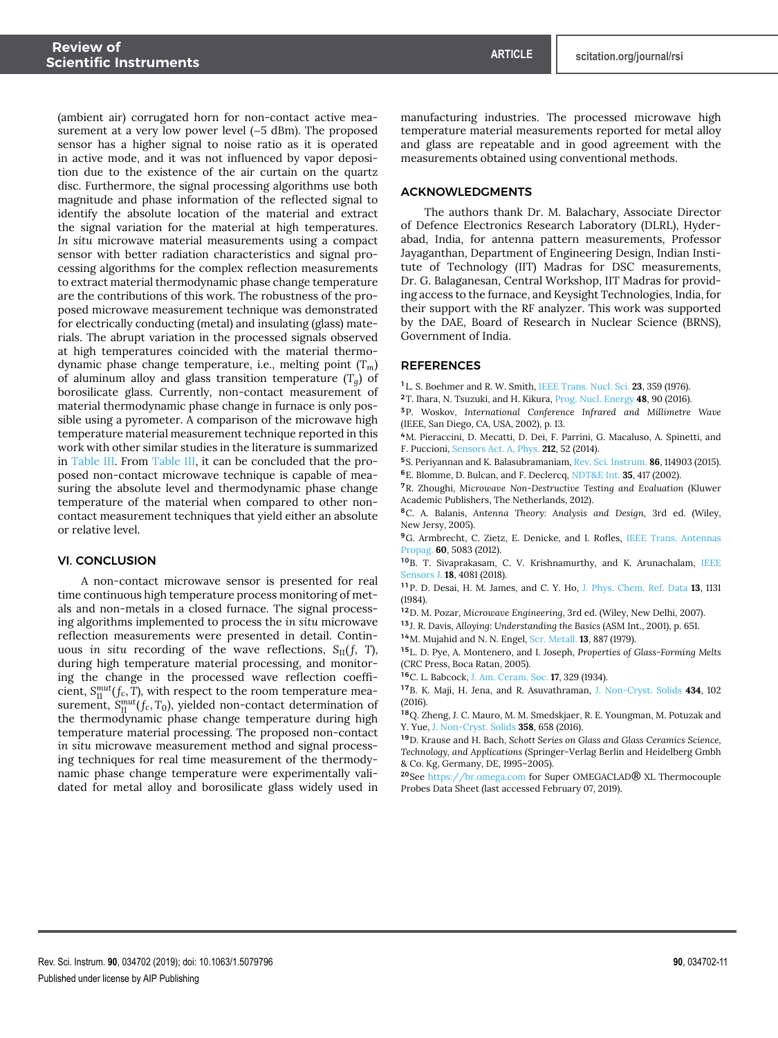(ambient air) corrugated horn for non-contact active measurement at a very low power level (−5 dBm). The proposed sensor has a higher signal to noise ratio as it is operated in active mode, and it was not influenced by vapor deposition due to the existence of the air curtain on the quartz disc. Furthermore, the signal processing algorithms use both magnitude and phase information of the reflected signal to identify the absolute location of the material and extract the signal variation for the material at high temperatures. *In situ* microwave material measurements using a compact sensor with better radiation characteristics and signal processing algorithms for the complex reflection measurements to extract material thermodynamic phase change temperature are the contributions of this work. The robustness of the proposed microwave measurement technique was demonstrated for electrically conducting (metal) and insulating (glass) materials. The abrupt variation in the processed signals observed at high temperatures coincided with the material thermodynamic phase change temperature, i.e., melting point ($T_m$) of aluminum alloy and glass transition temperature ($T_g$) of borosilicate glass. Currently, non-contact measurement of material thermodynamic phase change in furnace is only possible using a pyrometer. A comparison of the microwave high temperature material measurement technique reported in this work with other similar studies in the literature is summarized in Table III. From Table III, it can be concluded that the proposed non-contact microwave technique is capable of measuring the absolute level and thermodynamic phase change temperature of the material when compared to other non-contact measurement techniques that yield either an absolute or relative level.

## VI. CONCLUSION

A non-contact microwave sensor is presented for real time continuous high temperature process monitoring of metals and non-metals in a closed furnace. The signal processing algorithms implemented to process the *in situ* microwave reflection measurements were presented in detail. Continuous *in situ* recording of the wave reflections, $S_{11}(f, T)$, during high temperature material processing, and monitoring the change in the processed wave reflection coefficient, $S_{11}^{mut}(f_c, T)$, with respect to the room temperature measurement, $S_{11}^{mut}(f_c, T_0)$, yielded non-contact determination of the thermodynamic phase change temperature during high temperature material processing. The proposed non-contact *in situ* microwave measurement method and signal processing techniques for real time measurement of the thermodynamic phase change temperature were experimentally validated for metal alloy and borosilicate glass widely used in manufacturing industries. The processed microwave high temperature material measurements reported for metal alloy and glass are repeatable and in good agreement with the measurements obtained using conventional methods.

## ACKNOWLEDGMENTS

The authors thank Dr. M. Balachary, Associate Director of Defence Electronics Research Laboratory (DLRL), Hyderabad, India, for antenna pattern measurements, Professor Jayaganthan, Department of Engineering Design, Indian Institute of Technology (IIT) Madras for DSC measurements, Dr. G. Balaganesan, Central Workshop, IIT Madras for providing access to the furnace, and Keysight Technologies, India, for their support with the RF analyzer. This work was supported by the DAE, Board of Research in Nuclear Science (BRNS), Government of India.

## REFERENCES

[1] L. S. Boehmer and R. W. Smith, IEEE Trans. Nucl. Sci. **23**, 359 (1976).
[2] T. Ihara, N. Tsuzuki, and H. Kikura, Prog. Nucl. Energy **48**, 90 (2016).
[3] P. Woskov, *International Conference Infrared and Millimetre Wave* (IEEE, San Diego, CA, USA, 2002), p. 13.
[4] M. Pieraccini, D. Mecatti, D. Dei, F. Parrini, G. Macaluso, A. Spinetti, and F. Puccioni, Sensors Act. A, Phys. **212**, 52 (2014).
[5] S. Periyannan and K. Balasubramaniam, Rev. Sci. Instrum. **86**, 114903 (2015).
[6] E. Blomme, D. Bulcan, and F. Declercq, NDT&E Int. **35**, 417 (2002).
[7] R. Zhoughi, *Microwave Non-Destructive Testing and Evaluation* (Kluwer Academic Publishers, The Netherlands, 2012).
[8] C. A. Balanis, *Antenna Theory: Analysis and Design*, 3rd ed. (Wiley, New Jersy, 2005).
[9] G. Armbrecht, C. Zietz, E. Denicke, and I. Rofles, IEEE Trans. Antennas Propag. **60**, 5083 (2012).
[10] B. T. Sivaprakasam, C. V. Krishnamurthy, and K. Arunachalam, IEEE Sensors J. **18**, 4081 (2018).
[11] P. D. Desai, H. M. James, and C. Y. Ho, J. Phys. Chem. Ref. Data **13**, 1131 (1984).
[12] D. M. Pozar, *Microwave Engineering*, 3rd ed. (Wiley, New Delhi, 2007).
[13] J. R. Davis, *Alloying: Understanding the Basics* (ASM Int., 2001), p. 651.
[14] M. Mujahid and N. N. Engel, Scr. Metall. **13**, 887 (1979).
[15] L. D. Pye, A. Montenero, and I. Joseph, *Properties of Glass-Forming Melts* (CRC Press, Boca Ratan, 2005).
[16] C. L. Babcock, J. Am. Ceram. Soc. **17**, 329 (1934).
[17] B. K. Maji, H. Jena, and R. Asuvathraman, J. Non-Cryst. Solids **434**, 102 (2016).
[18] Q. Zheng, J. C. Mauro, M. M. Smedskjaer, R. E. Youngman, M. Potuzak and Y. Yue, J. Non-Cryst. Solids **358**, 658 (2016).
[19] D. Krause and H. Bach, *Schott Series on Glass and Glass Ceramics Science, Technology, and Applications* (Springer-Verlag Berlin and Heidelberg Gmbh & Co. Kg, Germany, DE, 1995–2005).
[20] See https://br.omega.com for Super OMEGACLAD® XL Thermocouple Probes Data Sheet (last accessed February 07, 2019).